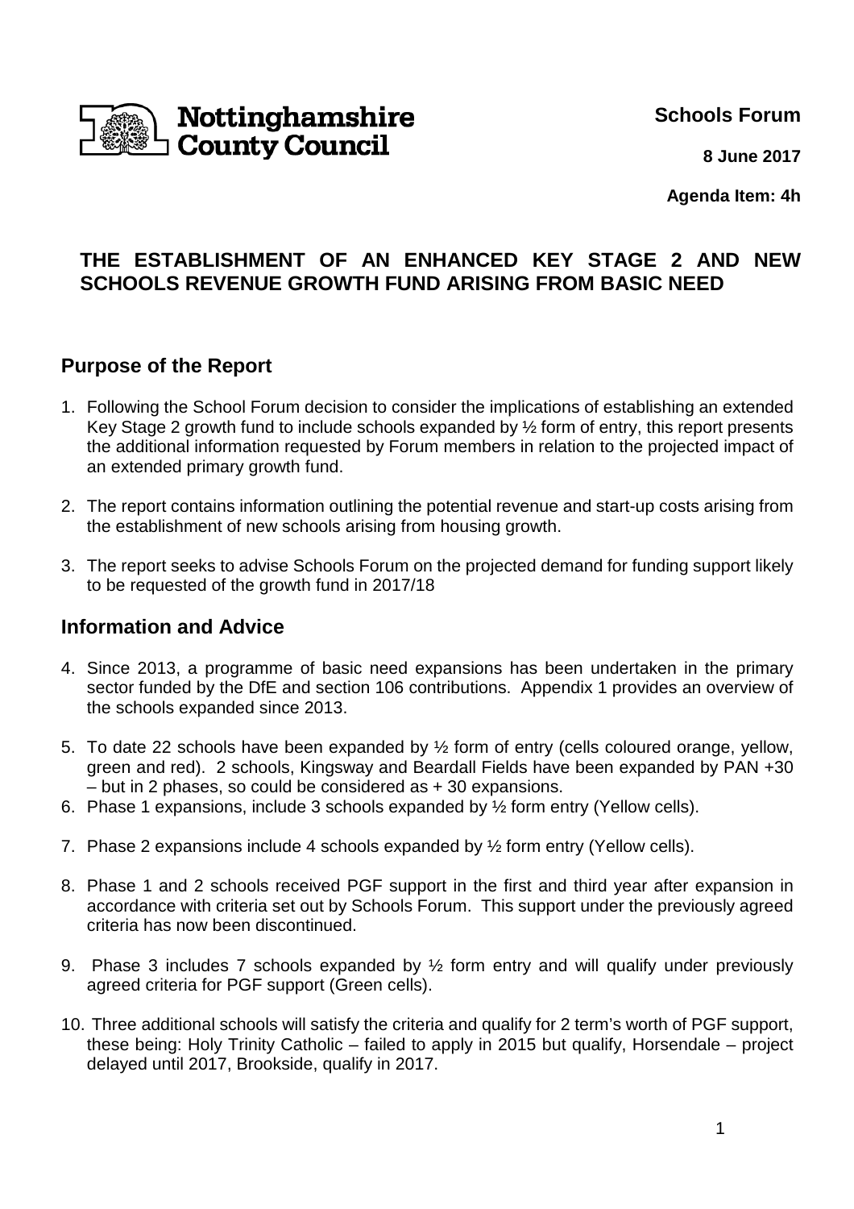Nottinghamshire County Council

**Schools Forum**

**8 June 2017**

**Agenda Item: 4h**

# THE ESTABLISHMENT OF AN ENHANCED KEY STAGE 2 AND NEW SCHOOLS REVENUE GROWTH FUND ARISING FROM BASIC NEED

## Purpose of the Report

1. Following the School Forum decision to consider the implications of establishing an extended Key Stage 2 growth fund to include schools expanded by ½ form of entry, this report presents the additional information requested by Forum members in relation to the projected impact of an extended primary growth fund.

2. The report contains information outlining the potential revenue and start-up costs arising from the establishment of new schools arising from housing growth.

3. The report seeks to advise Schools Forum on the projected demand for funding support likely to be requested of the growth fund in 2017/18

## Information and Advice

4. Since 2013, a programme of basic need expansions has been undertaken in the primary sector funded by the DfE and section 106 contributions. Appendix 1 provides an overview of the schools expanded since 2013.

5. To date 22 schools have been expanded by ½ form of entry (cells coloured orange, yellow, green and red). 2 schools, Kingsway and Beardall Fields have been expanded by PAN +30 – but in 2 phases, so could be considered as + 30 expansions.

6. Phase 1 expansions, include 3 schools expanded by ½ form entry (Yellow cells).

7. Phase 2 expansions include 4 schools expanded by ½ form entry (Yellow cells).

8. Phase 1 and 2 schools received PGF support in the first and third year after expansion in accordance with criteria set out by Schools Forum. This support under the previously agreed criteria has now been discontinued.

9. Phase 3 includes 7 schools expanded by ½ form entry and will qualify under previously agreed criteria for PGF support (Green cells).

10. Three additional schools will satisfy the criteria and qualify for 2 term's worth of PGF support, these being: Holy Trinity Catholic – failed to apply in 2015 but qualify, Horsendale – project delayed until 2017, Brookside, qualify in 2017.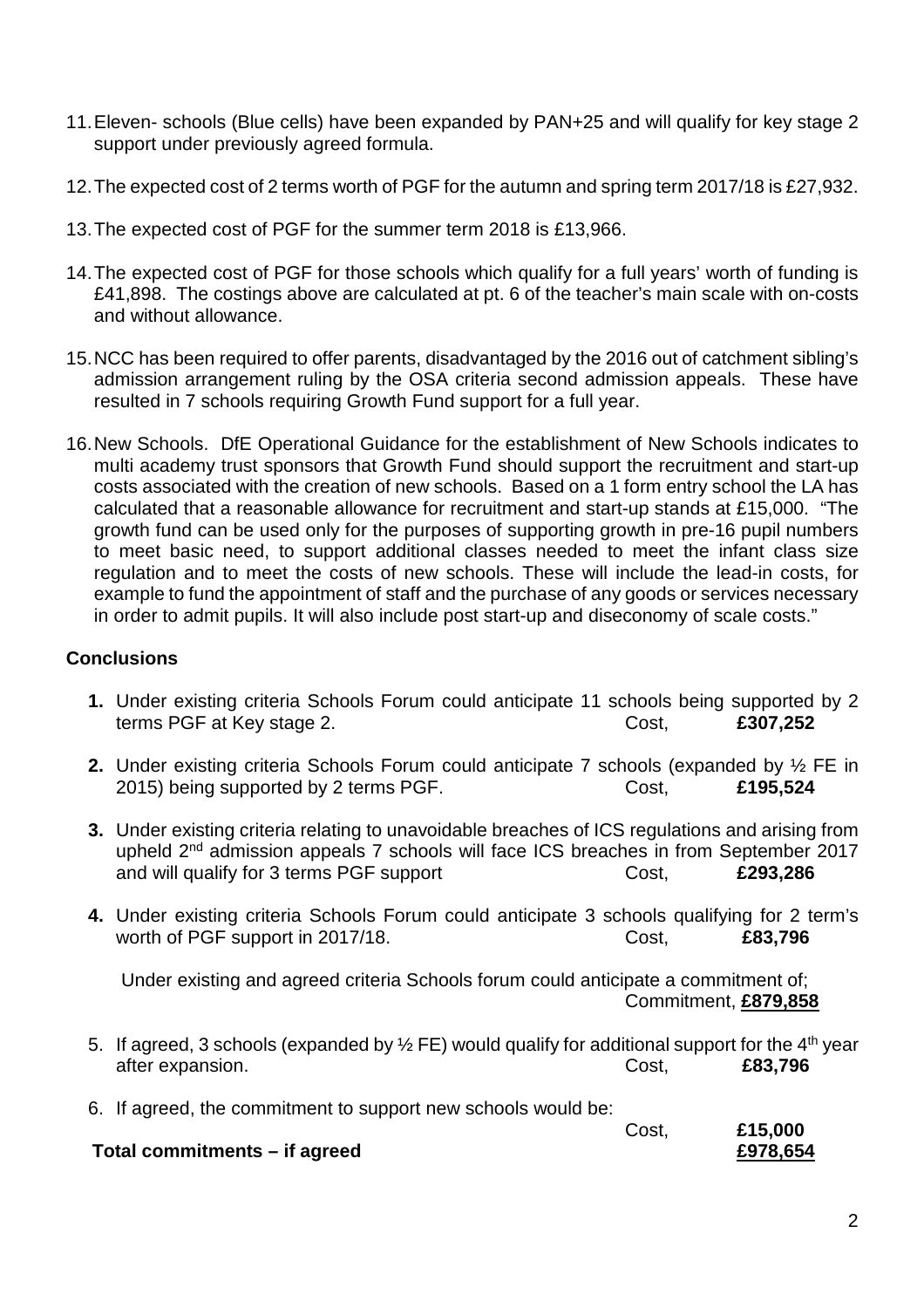11. Eleven- schools (Blue cells) have been expanded by PAN+25 and will qualify for key stage 2 support under previously agreed formula.

12. The expected cost of 2 terms worth of PGF for the autumn and spring term 2017/18 is £27,932.

13. The expected cost of PGF for the summer term 2018 is £13,966.

14. The expected cost of PGF for those schools which qualify for a full years' worth of funding is £41,898. The costings above are calculated at pt. 6 of the teacher's main scale with on-costs and without allowance.

15. NCC has been required to offer parents, disadvantaged by the 2016 out of catchment sibling's admission arrangement ruling by the OSA criteria second admission appeals. These have resulted in 7 schools requiring Growth Fund support for a full year.

16. New Schools. DfE Operational Guidance for the establishment of New Schools indicates to multi academy trust sponsors that Growth Fund should support the recruitment and start-up costs associated with the creation of new schools. Based on a 1 form entry school the LA has calculated that a reasonable allowance for recruitment and start-up stands at £15,000. "The growth fund can be used only for the purposes of supporting growth in pre-16 pupil numbers to meet basic need, to support additional classes needed to meet the infant class size regulation and to meet the costs of new schools. These will include the lead-in costs, for example to fund the appointment of staff and the purchase of any goods or services necessary in order to admit pupils. It will also include post start-up and diseconomy of scale costs."

### Conclusions

1. Under existing criteria Schools Forum could anticipate 11 schools being supported by 2 terms PGF at Key stage 2. Cost, **£307,252**

2. Under existing criteria Schools Forum could anticipate 7 schools (expanded by ½ FE in 2015) being supported by 2 terms PGF. Cost, **£195,524**

3. Under existing criteria relating to unavoidable breaches of ICS regulations and arising from upheld 2nd admission appeals 7 schools will face ICS breaches in from September 2017 and will qualify for 3 terms PGF support Cost, **£293,286**

4. Under existing criteria Schools Forum could anticipate 3 schools qualifying for 2 term's worth of PGF support in 2017/18. Cost, **£83,796**

   Under existing and agreed criteria Schools forum could anticipate a commitment of; Commitment, **£879,858**

5. If agreed, 3 schools (expanded by ½ FE) would qualify for additional support for the 4th year after expansion. Cost, **£83,796**

6. If agreed, the commitment to support new schools would be: Cost, **£15,000**

**Total commitments – if agreed** **£978,654**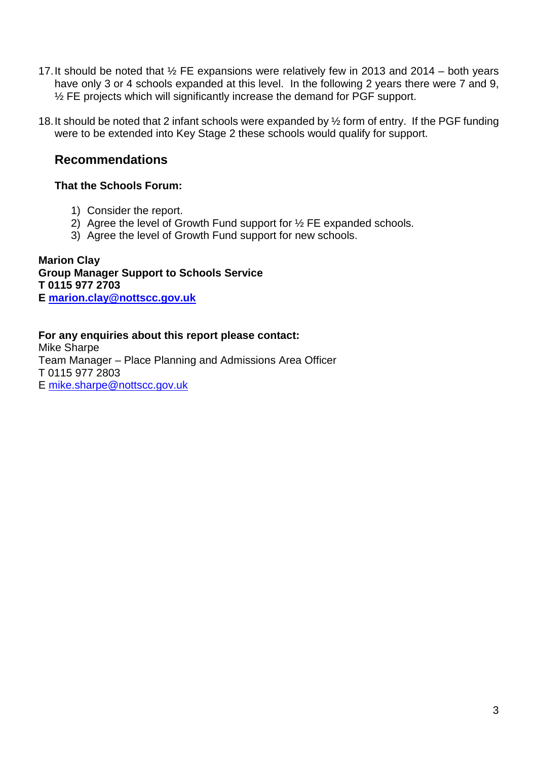17. It should be noted that ½ FE expansions were relatively few in 2013 and 2014 – both years have only 3 or 4 schools expanded at this level. In the following 2 years there were 7 and 9, ½ FE projects which will significantly increase the demand for PGF support.

18. It should be noted that 2 infant schools were expanded by ½ form of entry. If the PGF funding were to be extended into Key Stage 2 these schools would qualify for support.

## Recommendations

**That the Schools Forum:**

1) Consider the report.
2) Agree the level of Growth Fund support for ½ FE expanded schools.
3) Agree the level of Growth Fund support for new schools.

**Marion Clay**
**Group Manager Support to Schools Service**
**T 0115 977 2703**
**E marion.clay@nottscc.gov.uk**

**For any enquiries about this report please contact:**
Mike Sharpe
Team Manager – Place Planning and Admissions Area Officer
T 0115 977 2803
E mike.sharpe@nottscc.gov.uk